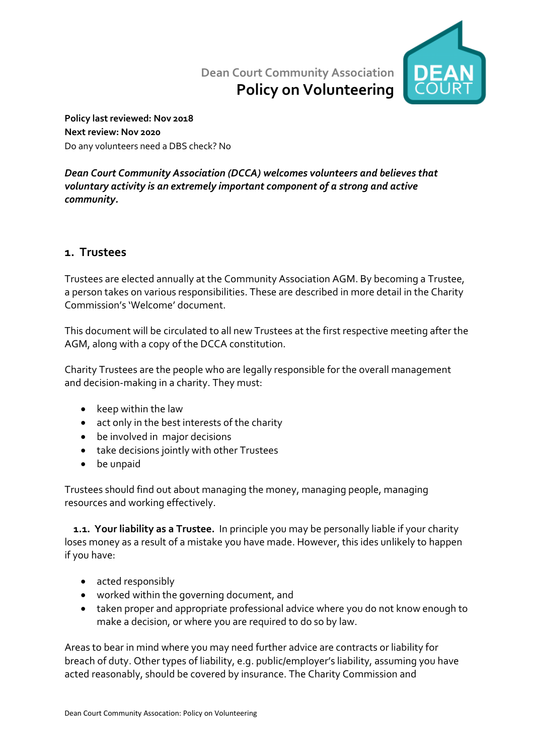Dean Court Community Association

# Policy on Volunteering

**Policy last reviewed: Nov 2018**
**Next review: Nov 2020**
Do any volunteers need a DBS check? No

***Dean Court Community Association (DCCA) welcomes volunteers and believes that voluntary activity is an extremely important component of a strong and active community.***

## 1. Trustees

Trustees are elected annually at the Community Association AGM. By becoming a Trustee, a person takes on various responsibilities. These are described in more detail in the Charity Commission's 'Welcome' document.

This document will be circulated to all new Trustees at the first respective meeting after the AGM, along with a copy of the DCCA constitution.

Charity Trustees are the people who are legally responsible for the overall management and decision-making in a charity. They must:

- keep within the law
- act only in the best interests of the charity
- be involved in major decisions
- take decisions jointly with other Trustees
- be unpaid

Trustees should find out about managing the money, managing people, managing resources and working effectively.

**1.1. Your liability as a Trustee.** In principle you may be personally liable if your charity loses money as a result of a mistake you have made. However, this ides unlikely to happen if you have:

- acted responsibly
- worked within the governing document, and
- taken proper and appropriate professional advice where you do not know enough to make a decision, or where you are required to do so by law.

Areas to bear in mind where you may need further advice are contracts or liability for breach of duty. Other types of liability, e.g. public/employer's liability, assuming you have acted reasonably, should be covered by insurance. The Charity Commission and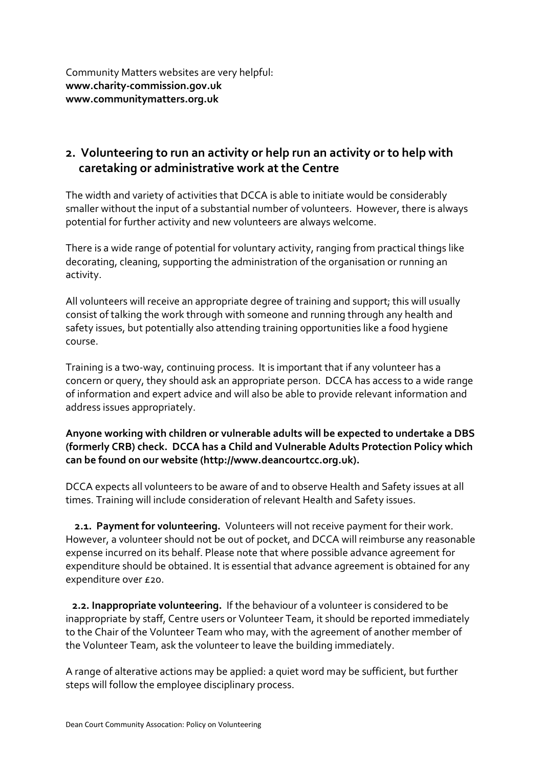Community Matters websites are very helpful:
**www.charity-commission.gov.uk**
**www.communitymatters.org.uk**

## 2. Volunteering to run an activity or help run an activity or to help with caretaking or administrative work at the Centre

The width and variety of activities that DCCA is able to initiate would be considerably smaller without the input of a substantial number of volunteers. However, there is always potential for further activity and new volunteers are always welcome.

There is a wide range of potential for voluntary activity, ranging from practical things like decorating, cleaning, supporting the administration of the organisation or running an activity.

All volunteers will receive an appropriate degree of training and support; this will usually consist of talking the work through with someone and running through any health and safety issues, but potentially also attending training opportunities like a food hygiene course.

Training is a two-way, continuing process. It is important that if any volunteer has a concern or query, they should ask an appropriate person. DCCA has access to a wide range of information and expert advice and will also be able to provide relevant information and address issues appropriately.

**Anyone working with children or vulnerable adults will be expected to undertake a DBS (formerly CRB) check. DCCA has a Child and Vulnerable Adults Protection Policy which can be found on our website (http://www.deancourtcc.org.uk).**

DCCA expects all volunteers to be aware of and to observe Health and Safety issues at all times. Training will include consideration of relevant Health and Safety issues.

**2.1. Payment for volunteering.** Volunteers will not receive payment for their work. However, a volunteer should not be out of pocket, and DCCA will reimburse any reasonable expense incurred on its behalf. Please note that where possible advance agreement for expenditure should be obtained. It is essential that advance agreement is obtained for any expenditure over £20.

**2.2. Inappropriate volunteering.** If the behaviour of a volunteer is considered to be inappropriate by staff, Centre users or Volunteer Team, it should be reported immediately to the Chair of the Volunteer Team who may, with the agreement of another member of the Volunteer Team, ask the volunteer to leave the building immediately.

A range of alterative actions may be applied: a quiet word may be sufficient, but further steps will follow the employee disciplinary process.